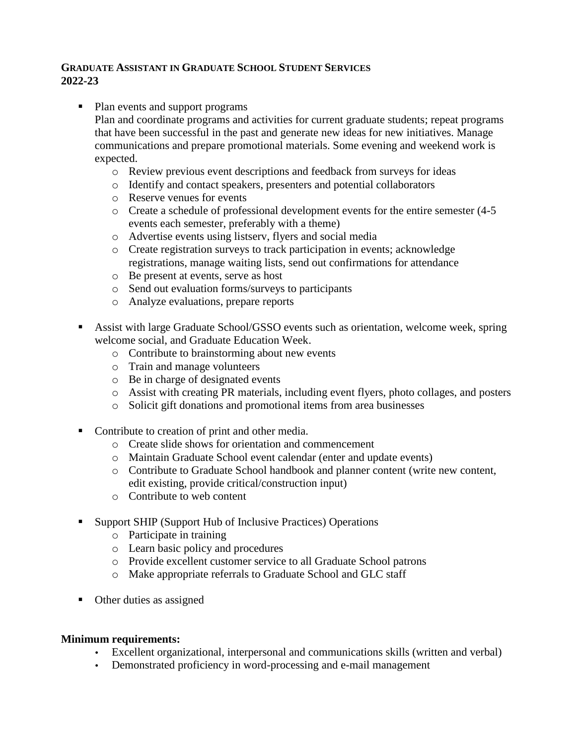**GRADUATE ASSISTANT IN GRADUATE SCHOOL STUDENT SERVICES**
**2022-23**

- Plan events and support programs
  Plan and coordinate programs and activities for current graduate students; repeat programs that have been successful in the past and generate new ideas for new initiatives. Manage communications and prepare promotional materials. Some evening and weekend work is expected.
    - Review previous event descriptions and feedback from surveys for ideas
    - Identify and contact speakers, presenters and potential collaborators
    - Reserve venues for events
    - Create a schedule of professional development events for the entire semester (4-5 events each semester, preferably with a theme)
    - Advertise events using listserv, flyers and social media
    - Create registration surveys to track participation in events; acknowledge registrations, manage waiting lists, send out confirmations for attendance
    - Be present at events, serve as host
    - Send out evaluation forms/surveys to participants
    - Analyze evaluations, prepare reports

- Assist with large Graduate School/GSSO events such as orientation, welcome week, spring welcome social, and Graduate Education Week.
    - Contribute to brainstorming about new events
    - Train and manage volunteers
    - Be in charge of designated events
    - Assist with creating PR materials, including event flyers, photo collages, and posters
    - Solicit gift donations and promotional items from area businesses

- Contribute to creation of print and other media.
    - Create slide shows for orientation and commencement
    - Maintain Graduate School event calendar (enter and update events)
    - Contribute to Graduate School handbook and planner content (write new content, edit existing, provide critical/construction input)
    - Contribute to web content

- Support SHIP (Support Hub of Inclusive Practices) Operations
    - Participate in training
    - Learn basic policy and procedures
    - Provide excellent customer service to all Graduate School patrons
    - Make appropriate referrals to Graduate School and GLC staff

- Other duties as assigned

**Minimum requirements:**

- Excellent organizational, interpersonal and communications skills (written and verbal)
- Demonstrated proficiency in word-processing and e-mail management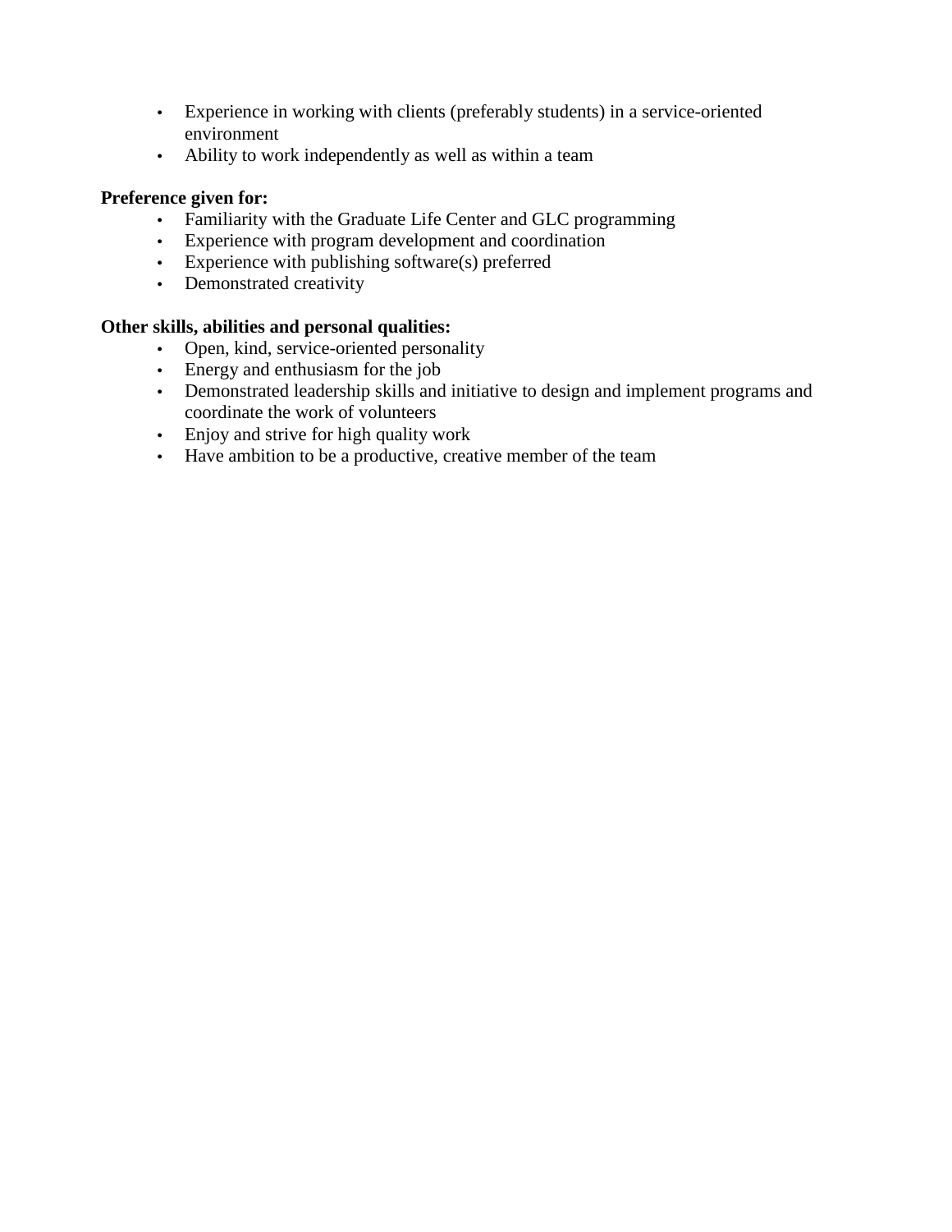- Experience in working with clients (preferably students) in a service-oriented environment
- Ability to work independently as well as within a team

**Preference given for:**

- Familiarity with the Graduate Life Center and GLC programming
- Experience with program development and coordination
- Experience with publishing software(s) preferred
- Demonstrated creativity

**Other skills, abilities and personal qualities:**

- Open, kind, service-oriented personality
- Energy and enthusiasm for the job
- Demonstrated leadership skills and initiative to design and implement programs and coordinate the work of volunteers
- Enjoy and strive for high quality work
- Have ambition to be a productive, creative member of the team